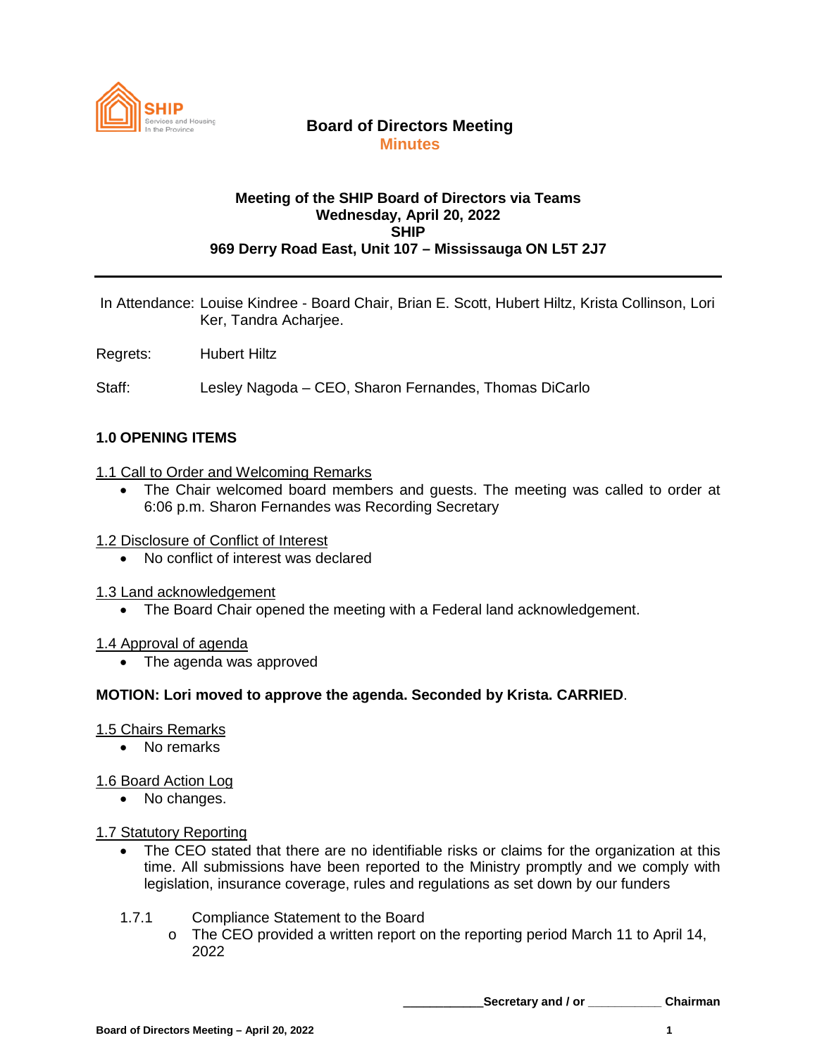SHIP Services and Housing In the Province

# Board of Directors Meeting
## Minutes

**Meeting of the SHIP Board of Directors via Teams**
**Wednesday, April 20, 2022**
**SHIP**
**969 Derry Road East, Unit 107 – Mississauga ON L5T 2J7**

---

In Attendance: Louise Kindree - Board Chair, Brian E. Scott, Hubert Hiltz, Krista Collinson, Lori Ker, Tandra Acharjee.

Regrets: Hubert Hiltz

Staff: Lesley Nagoda – CEO, Sharon Fernandes, Thomas DiCarlo

### 1.0 OPENING ITEMS

1.1 Call to Order and Welcoming Remarks

- The Chair welcomed board members and guests. The meeting was called to order at 6:06 p.m. Sharon Fernandes was Recording Secretary

1.2 Disclosure of Conflict of Interest

- No conflict of interest was declared

1.3 Land acknowledgement

- The Board Chair opened the meeting with a Federal land acknowledgement.

1.4 Approval of agenda

- The agenda was approved

**MOTION: Lori moved to approve the agenda. Seconded by Krista. CARRIED**.

1.5 Chairs Remarks

- No remarks

1.6 Board Action Log

- No changes.

1.7 Statutory Reporting

- The CEO stated that there are no identifiable risks or claims for the organization at this time. All submissions have been reported to the Ministry promptly and we comply with legislation, insurance coverage, rules and regulations as set down by our funders

1.7.1 Compliance Statement to the Board

- The CEO provided a written report on the reporting period March 11 to April 14, 2022

___________**Secretary and / or** ___________ **Chairman**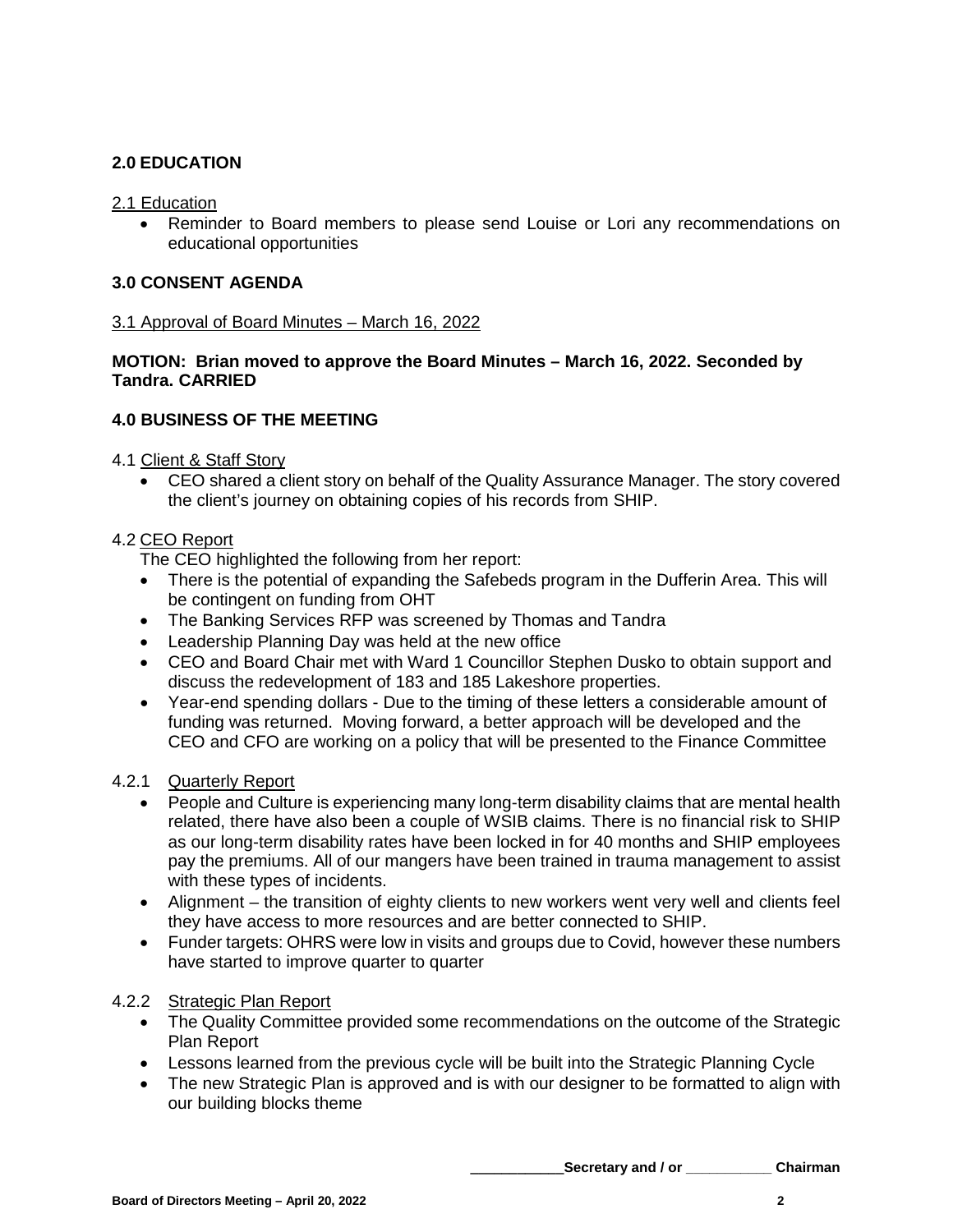## 2.0 EDUCATION

2.1 Education

- Reminder to Board members to please send Louise or Lori any recommendations on educational opportunities

## 3.0 CONSENT AGENDA

3.1 Approval of Board Minutes – March 16, 2022

**MOTION: Brian moved to approve the Board Minutes – March 16, 2022. Seconded by Tandra. CARRIED**

## 4.0 BUSINESS OF THE MEETING

4.1 Client & Staff Story

- CEO shared a client story on behalf of the Quality Assurance Manager. The story covered the client's journey on obtaining copies of his records from SHIP.

4.2 CEO Report

The CEO highlighted the following from her report:

- There is the potential of expanding the Safebeds program in the Dufferin Area. This will be contingent on funding from OHT
- The Banking Services RFP was screened by Thomas and Tandra
- Leadership Planning Day was held at the new office
- CEO and Board Chair met with Ward 1 Councillor Stephen Dusko to obtain support and discuss the redevelopment of 183 and 185 Lakeshore properties.
- Year-end spending dollars - Due to the timing of these letters a considerable amount of funding was returned. Moving forward, a better approach will be developed and the CEO and CFO are working on a policy that will be presented to the Finance Committee

4.2.1 Quarterly Report

- People and Culture is experiencing many long-term disability claims that are mental health related, there have also been a couple of WSIB claims. There is no financial risk to SHIP as our long-term disability rates have been locked in for 40 months and SHIP employees pay the premiums. All of our mangers have been trained in trauma management to assist with these types of incidents.
- Alignment – the transition of eighty clients to new workers went very well and clients feel they have access to more resources and are better connected to SHIP.
- Funder targets: OHRS were low in visits and groups due to Covid, however these numbers have started to improve quarter to quarter

4.2.2 Strategic Plan Report

- The Quality Committee provided some recommendations on the outcome of the Strategic Plan Report
- Lessons learned from the previous cycle will be built into the Strategic Planning Cycle
- The new Strategic Plan is approved and is with our designer to be formatted to align with our building blocks theme

____________Secretary and / or ___________ Chairman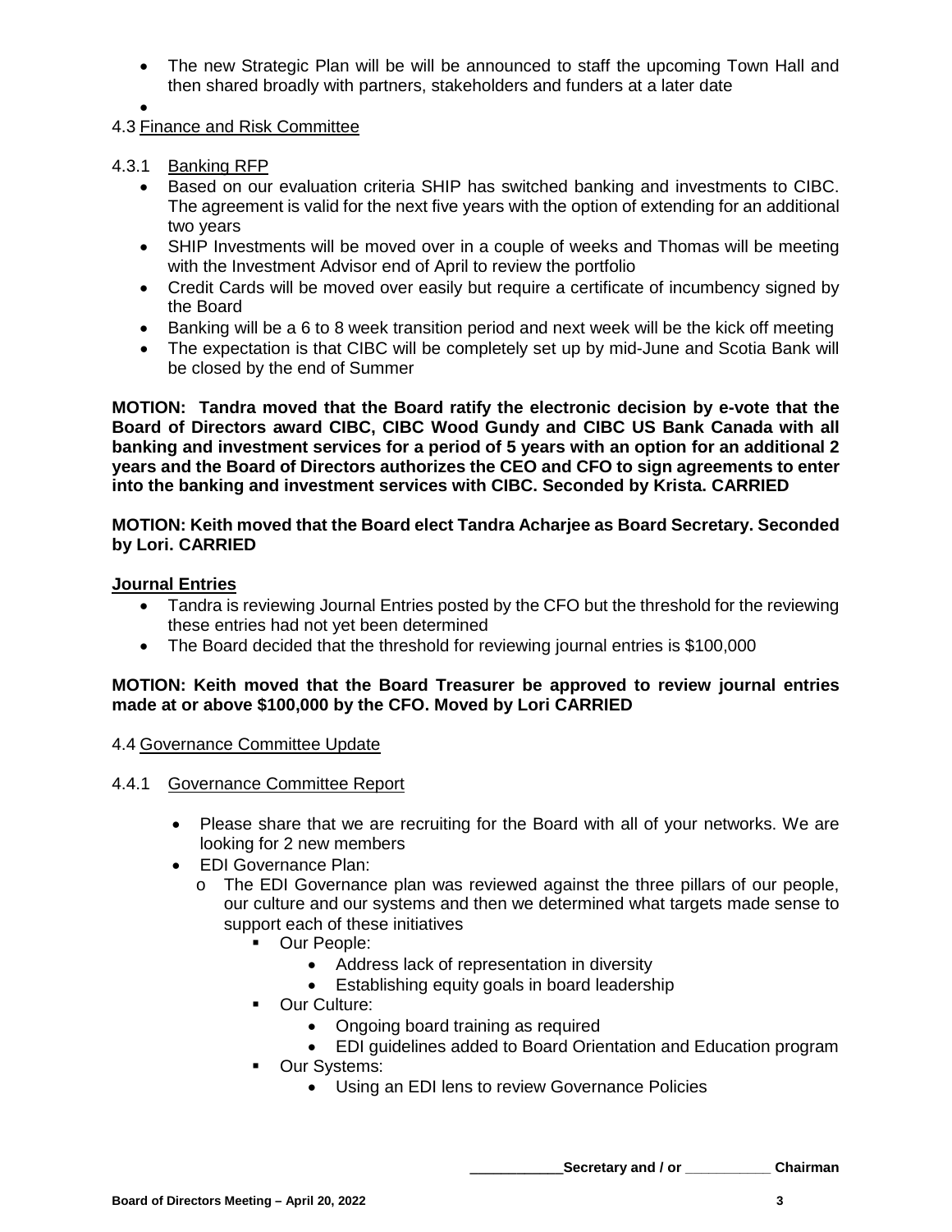- The new Strategic Plan will be will be announced to staff the upcoming Town Hall and then shared broadly with partners, stakeholders and funders at a later date
- 

4.3 Finance and Risk Committee

4.3.1 Banking RFP

- Based on our evaluation criteria SHIP has switched banking and investments to CIBC. The agreement is valid for the next five years with the option of extending for an additional two years
- SHIP Investments will be moved over in a couple of weeks and Thomas will be meeting with the Investment Advisor end of April to review the portfolio
- Credit Cards will be moved over easily but require a certificate of incumbency signed by the Board
- Banking will be a 6 to 8 week transition period and next week will be the kick off meeting
- The expectation is that CIBC will be completely set up by mid-June and Scotia Bank will be closed by the end of Summer

**MOTION: Tandra moved that the Board ratify the electronic decision by e-vote that the Board of Directors award CIBC, CIBC Wood Gundy and CIBC US Bank Canada with all banking and investment services for a period of 5 years with an option for an additional 2 years and the Board of Directors authorizes the CEO and CFO to sign agreements to enter into the banking and investment services with CIBC. Seconded by Krista. CARRIED**

**MOTION: Keith moved that the Board elect Tandra Acharjee as Board Secretary. Seconded by Lori. CARRIED**

**Journal Entries**

- Tandra is reviewing Journal Entries posted by the CFO but the threshold for the reviewing these entries had not yet been determined
- The Board decided that the threshold for reviewing journal entries is $100,000

**MOTION: Keith moved that the Board Treasurer be approved to review journal entries made at or above $100,000 by the CFO. Moved by Lori CARRIED**

4.4 Governance Committee Update

4.4.1 Governance Committee Report

- Please share that we are recruiting for the Board with all of your networks. We are looking for 2 new members
- EDI Governance Plan:
  - The EDI Governance plan was reviewed against the three pillars of our people, our culture and our systems and then we determined what targets made sense to support each of these initiatives
    - Our People:
      - Address lack of representation in diversity
      - Establishing equity goals in board leadership
    - Our Culture:
      - Ongoing board training as required
      - EDI guidelines added to Board Orientation and Education program
    - Our Systems:
      - Using an EDI lens to review Governance Policies

____________Secretary and / or ___________ Chairman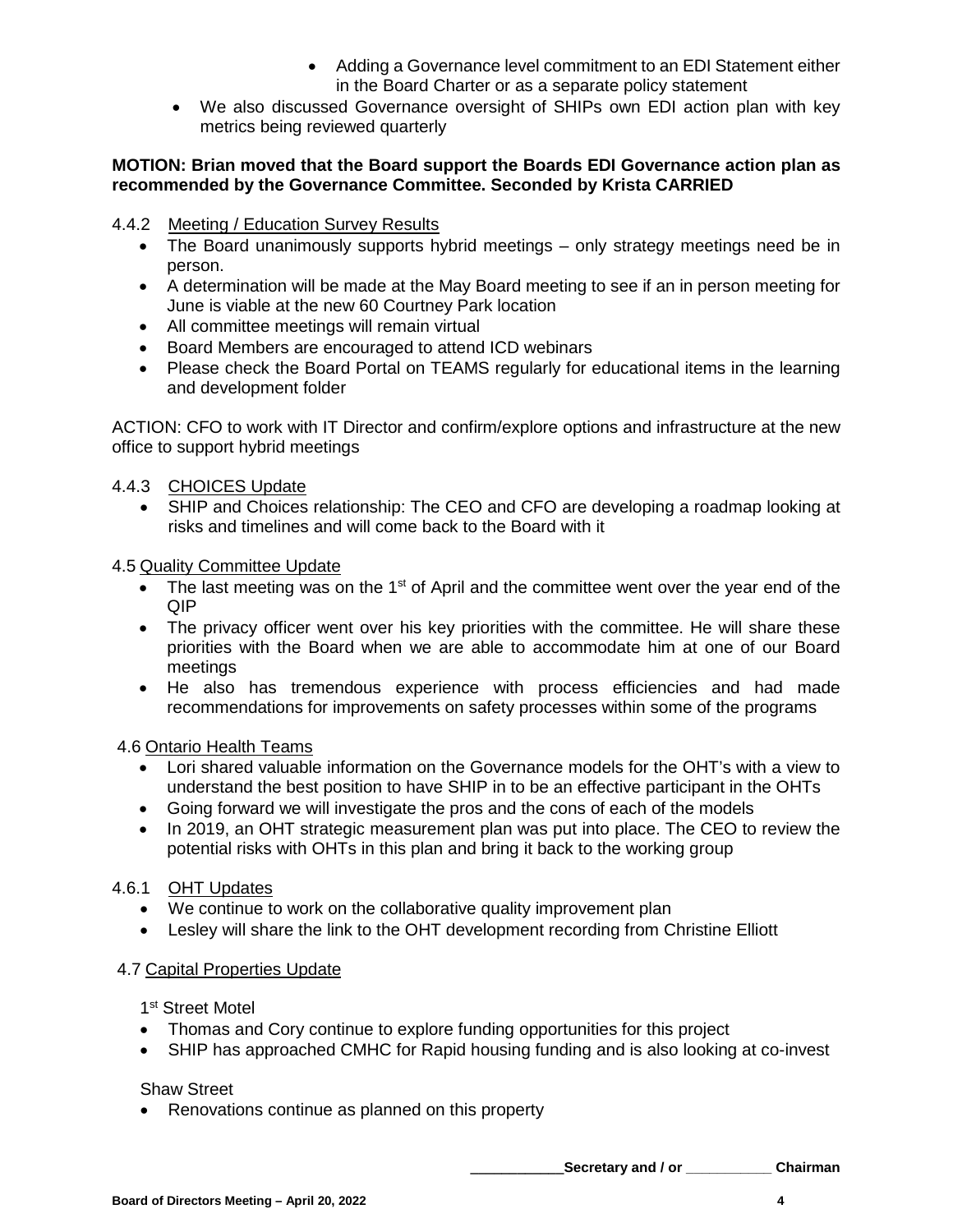- Adding a Governance level commitment to an EDI Statement either in the Board Charter or as a separate policy statement
- We also discussed Governance oversight of SHIPs own EDI action plan with key metrics being reviewed quarterly

**MOTION: Brian moved that the Board support the Boards EDI Governance action plan as recommended by the Governance Committee. Seconded by Krista CARRIED**

4.4.2 Meeting / Education Survey Results

- The Board unanimously supports hybrid meetings – only strategy meetings need be in person.
- A determination will be made at the May Board meeting to see if an in person meeting for June is viable at the new 60 Courtney Park location
- All committee meetings will remain virtual
- Board Members are encouraged to attend ICD webinars
- Please check the Board Portal on TEAMS regularly for educational items in the learning and development folder

ACTION: CFO to work with IT Director and confirm/explore options and infrastructure at the new office to support hybrid meetings

4.4.3 CHOICES Update

- SHIP and Choices relationship: The CEO and CFO are developing a roadmap looking at risks and timelines and will come back to the Board with it

4.5 Quality Committee Update

- The last meeting was on the 1st of April and the committee went over the year end of the QIP
- The privacy officer went over his key priorities with the committee. He will share these priorities with the Board when we are able to accommodate him at one of our Board meetings
- He also has tremendous experience with process efficiencies and had made recommendations for improvements on safety processes within some of the programs

4.6 Ontario Health Teams

- Lori shared valuable information on the Governance models for the OHT's with a view to understand the best position to have SHIP in to be an effective participant in the OHTs
- Going forward we will investigate the pros and the cons of each of the models
- In 2019, an OHT strategic measurement plan was put into place. The CEO to review the potential risks with OHTs in this plan and bring it back to the working group

4.6.1 OHT Updates

- We continue to work on the collaborative quality improvement plan
- Lesley will share the link to the OHT development recording from Christine Elliott

4.7 Capital Properties Update

1st Street Motel

- Thomas and Cory continue to explore funding opportunities for this project
- SHIP has approached CMHC for Rapid housing funding and is also looking at co-invest

Shaw Street

- Renovations continue as planned on this property

**\_\_\_\_\_\_\_\_\_\_\_\_Secretary and / or \_\_\_\_\_\_\_\_\_\_\_\_ Chairman**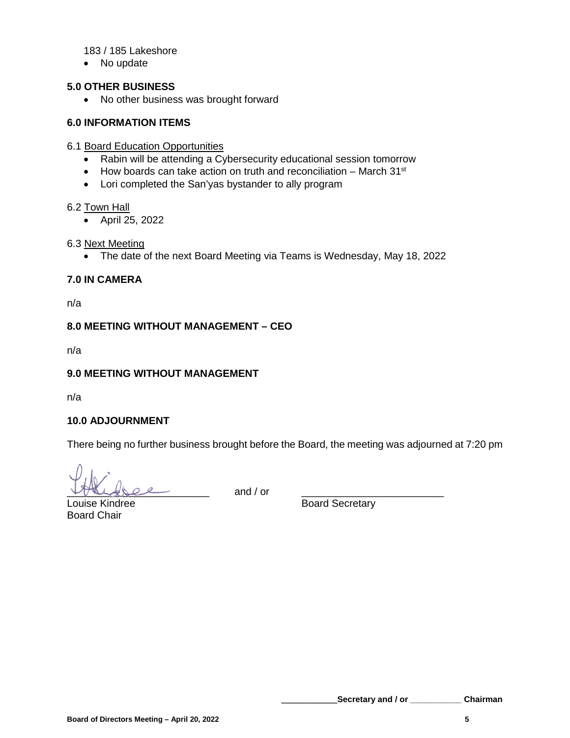183 / 185 Lakeshore

- No update

## 5.0 OTHER BUSINESS

- No other business was brought forward

## 6.0 INFORMATION ITEMS

6.1 Board Education Opportunities

- Rabin will be attending a Cybersecurity educational session tomorrow
- How boards can take action on truth and reconciliation – March 31st
- Lori completed the San'yas bystander to ally program

6.2 Town Hall

- April 25, 2022

6.3 Next Meeting

- The date of the next Board Meeting via Teams is Wednesday, May 18, 2022

## 7.0 IN CAMERA

n/a

## 8.0 MEETING WITHOUT MANAGEMENT – CEO

n/a

## 9.0 MEETING WITHOUT MANAGEMENT

n/a

## 10.0 ADJOURNMENT

There being no further business brought before the Board, the meeting was adjourned at 7:20 pm

_________________________ and / or _________________________

Louise Kindree
Board Chair

Board Secretary

____________Secretary and / or ___________ Chairman